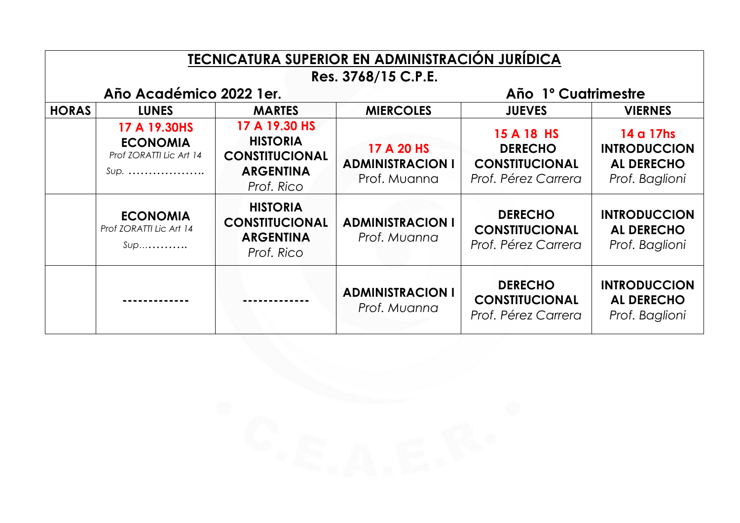# TECNICATURA SUPERIOR EN ADMINISTRACIÓN JURÍDICA

**Res. 3768/15 C.P.E.**

**Año Académico 2022 1er. Año 1° Cuatrimestre**

| HORAS | LUNES | MARTES | MIERCOLES | JUEVES | VIERNES |
|---|---|---|---|---|---|
| | **17 A 19.30HS** **ECONOMIA** *Prof ZORATTI Lic Art 14* *Sup.* ……………….. | **17 A 19.30 HS** **HISTORIA CONSTITUCIONAL ARGENTINA** *Prof. Rico* | **17 A 20 HS** **ADMINISTRACION I** Prof. Muanna | **15 A 18 HS** **DERECHO CONSTITUCIONAL** *Prof. Pérez Carrera* | **14 a 17hs** **INTRODUCCION AL DERECHO** *Prof. Baglioni* |
| | **ECONOMIA** *Prof ZORATTI Lic Art 14* *Sup*………… | **HISTORIA CONSTITUCIONAL ARGENTINA** *Prof. Rico* | **ADMINISTRACION I** *Prof. Muanna* | **DERECHO CONSTITUCIONAL** *Prof. Pérez Carrera* | **INTRODUCCION AL DERECHO** *Prof. Baglioni* |
| | ------------- | ------------- | **ADMINISTRACION I** *Prof. Muanna* | **DERECHO CONSTITUCIONAL** *Prof. Pérez Carrera* | **INTRODUCCION AL DERECHO** *Prof. Baglioni* |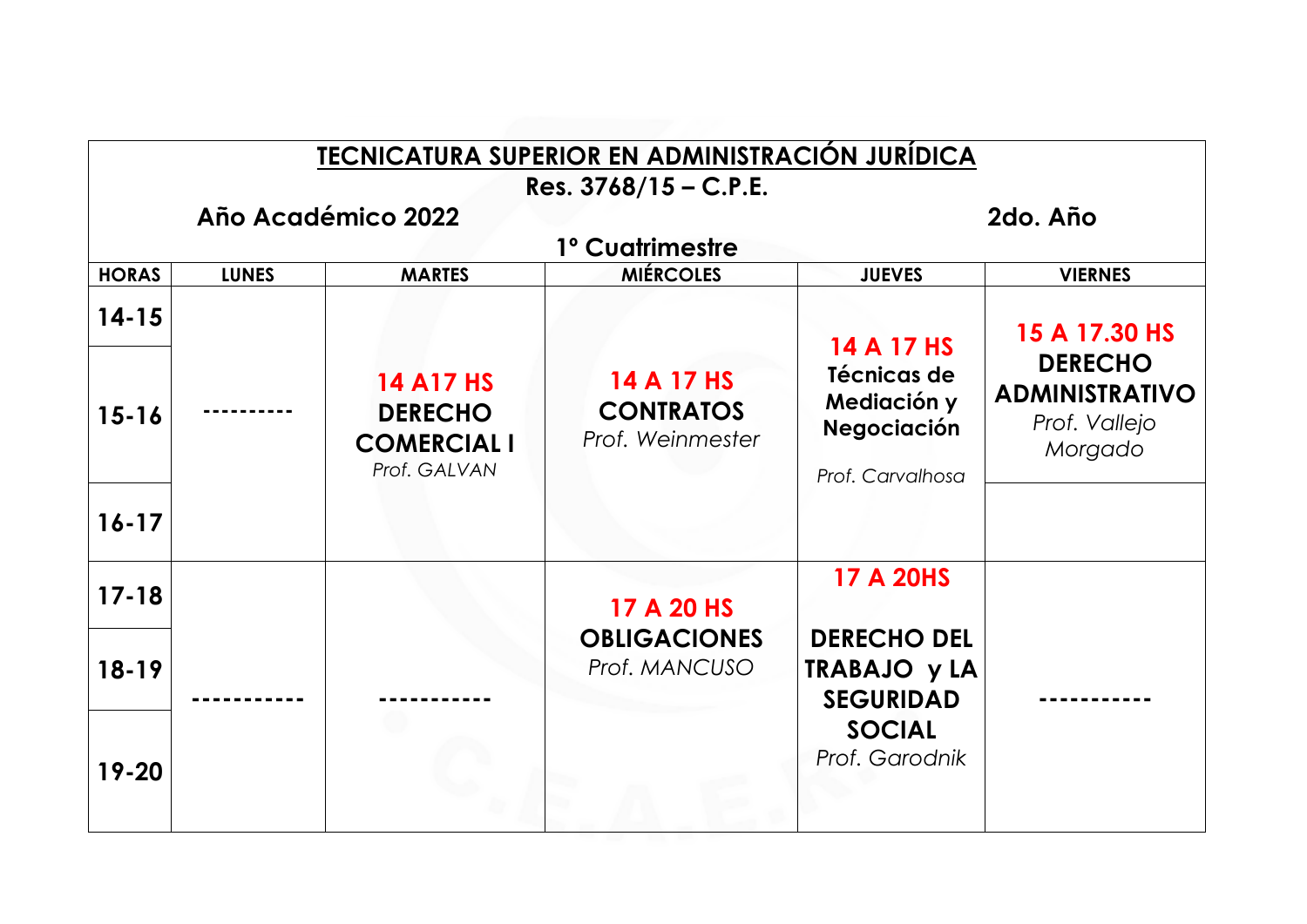# TECNICATURA SUPERIOR EN ADMINISTRACIÓN JURÍDICA

**Res. 3768/15 – C.P.E.**

**Año Académico 2022** **2do. Año**

**1° Cuatrimestre**

| HORAS | LUNES | MARTES | MIÉRCOLES | JUEVES | VIERNES |
|---|---|---|---|---|---|
| 14-15 | ---------- | **14 A17 HS** **DERECHO COMERCIAL I** *Prof. GALVAN* | **14 A 17 HS** **CONTRATOS** *Prof. Weinmester* | **14 A 17 HS** **Técnicas de Mediación y Negociación** *Prof. Carvalhosa* | **15 A 17.30 HS** **DERECHO ADMINISTRATIVO** *Prof. Vallejo Morgado* |
| 15-16 | | | | | |
| 16-17 | | | | | |
| 17-18 | ----------- | ----------- | **17 A 20 HS** **OBLIGACIONES** *Prof. MANCUSO* | **17 A 20HS** **DERECHO DEL TRABAJO y LA SEGURIDAD SOCIAL** *Prof. Garodnik* | ----------- |
| 18-19 | | | | | |
| 19-20 | | | | | |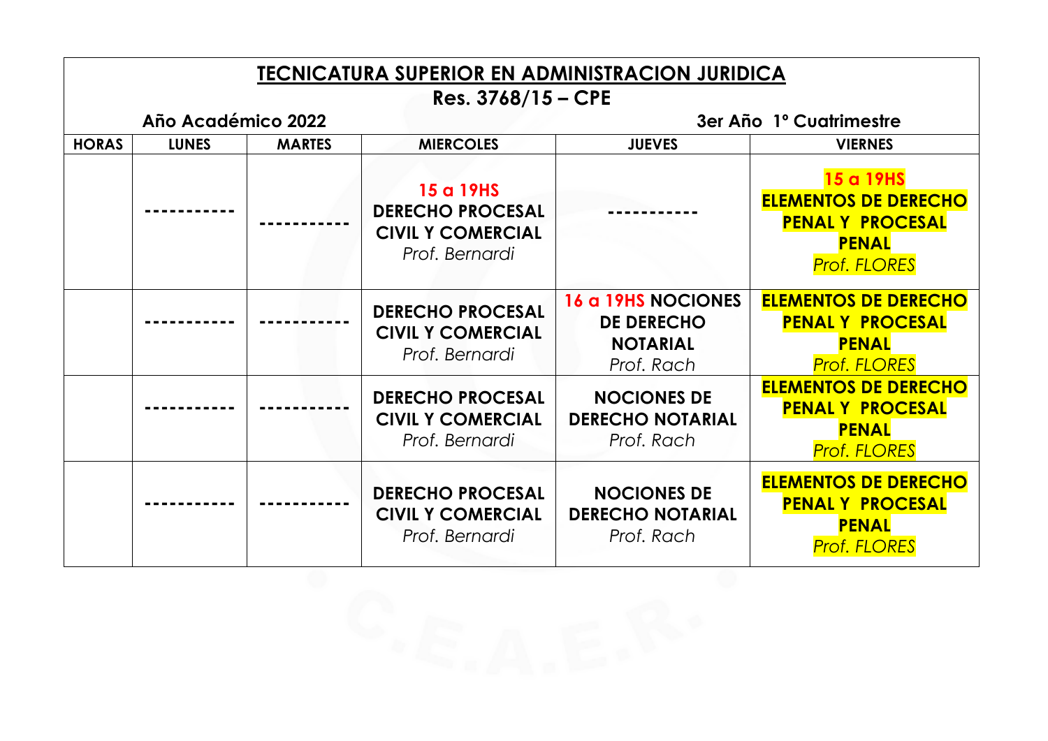# TECNICATURA SUPERIOR EN ADMINISTRACION JURIDICA

**Res. 3768/15 – CPE**

**Año Académico 2022** **3er Año 1º Cuatrimestre**

| HORAS | LUNES | MARTES | MIERCOLES | JUEVES | VIERNES |
|---|---|---|---|---|---|
| | ----------- | ----------- | **15 a 19HS** **DERECHO PROCESAL CIVIL Y COMERCIAL** *Prof. Bernardi* | ----------- | **15 a 19HS** **ELEMENTOS DE DERECHO PENAL Y PROCESAL PENAL** *Prof. FLORES* |
| | ----------- | ----------- | **DERECHO PROCESAL CIVIL Y COMERCIAL** *Prof. Bernardi* | **16 a 19HS NOCIONES DE DERECHO NOTARIAL** *Prof. Rach* | **ELEMENTOS DE DERECHO PENAL Y PROCESAL PENAL** *Prof. FLORES* |
| | ----------- | ----------- | **DERECHO PROCESAL CIVIL Y COMERCIAL** *Prof. Bernardi* | **NOCIONES DE DERECHO NOTARIAL** *Prof. Rach* | **ELEMENTOS DE DERECHO PENAL Y PROCESAL PENAL** *Prof. FLORES* |
| | ----------- | ----------- | **DERECHO PROCESAL CIVIL Y COMERCIAL** *Prof. Bernardi* | **NOCIONES DE DERECHO NOTARIAL** *Prof. Rach* | **ELEMENTOS DE DERECHO PENAL Y PROCESAL PENAL** *Prof. FLORES* |